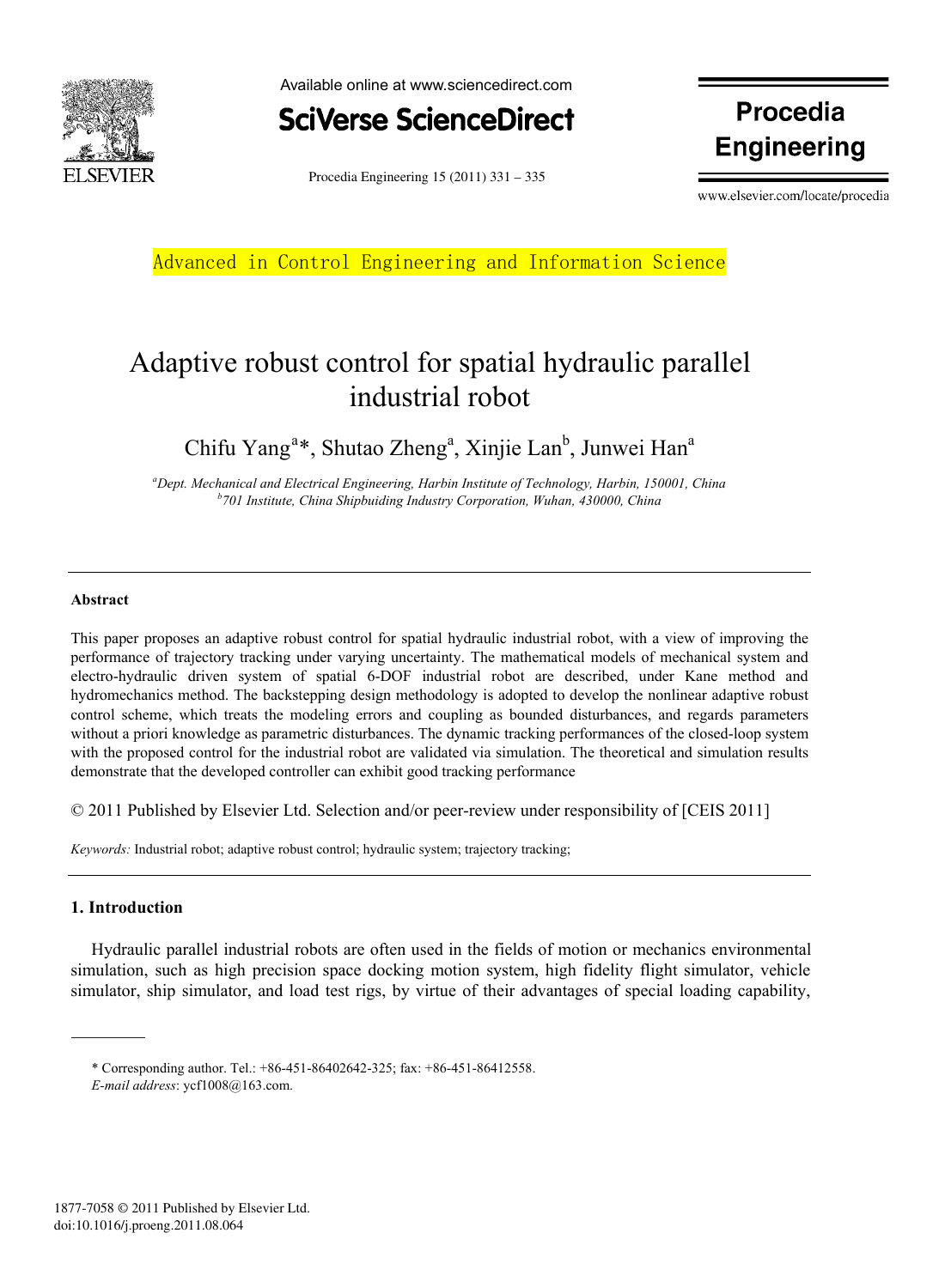Advanced in Control Engineering and Information Science

# Adaptive robust control for spatial hydraulic parallel industrial robot

Chifu Yang[a]*, Shutao Zheng[a], Xinjie Lan[b], Junwei Han[a]

[a]*Dept. Mechanical and Electrical Engineering, Harbin Institute of Technology, Harbin, 150001, China*
[b]*701 Institute, China Shipbuiding Industry Corporation, Wuhan, 430000, China*

---

### Abstract

This paper proposes an adaptive robust control for spatial hydraulic industrial robot, with a view of improving the performance of trajectory tracking under varying uncertainty. The mathematical models of mechanical system and electro-hydraulic driven system of spatial 6-DOF industrial robot are described, under Kane method and hydromechanics method. The backstepping design methodology is adopted to develop the nonlinear adaptive robust control scheme, which treats the modeling errors and coupling as bounded disturbances, and regards parameters without a priori knowledge as parametric disturbances. The dynamic tracking performances of the closed-loop system with the proposed control for the industrial robot are validated via simulation. The theoretical and simulation results demonstrate that the developed controller can exhibit good tracking performance

© 2011 Published by Elsevier Ltd. Selection and/or peer-review under responsibility of [CEIS 2011]

*Keywords:* Industrial robot; adaptive robust control; hydraulic system; trajectory tracking;

---

## 1. Introduction

Hydraulic parallel industrial robots are often used in the fields of motion or mechanics environmental simulation, such as high precision space docking motion system, high fidelity flight simulator, vehicle simulator, ship simulator, and load test rigs, by virtue of their advantages of special loading capability,

---

\* Corresponding author. Tel.: +86-451-86402642-325; fax: +86-451-86412558.
*E-mail address*: ycf1008@163.com.

1877-7058 © 2011 Published by Elsevier Ltd.
doi:10.1016/j.proeng.2011.08.064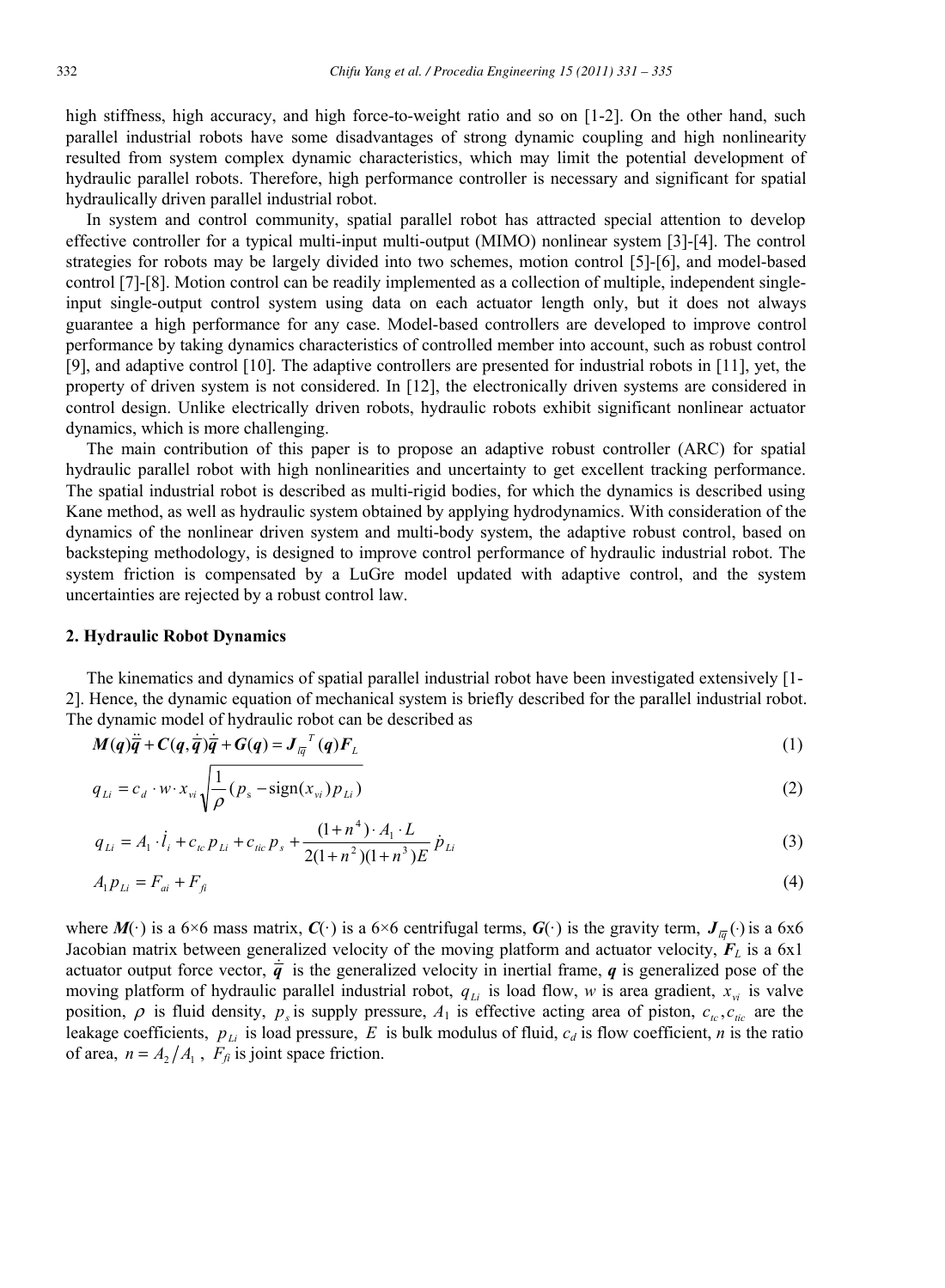high stiffness, high accuracy, and high force-to-weight ratio and so on [1-2]. On the other hand, such parallel industrial robots have some disadvantages of strong dynamic coupling and high nonlinearity resulted from system complex dynamic characteristics, which may limit the potential development of hydraulic parallel robots. Therefore, high performance controller is necessary and significant for spatial hydraulically driven parallel industrial robot.

In system and control community, spatial parallel robot has attracted special attention to develop effective controller for a typical multi-input multi-output (MIMO) nonlinear system [3]-[4]. The control strategies for robots may be largely divided into two schemes, motion control [5]-[6], and model-based control [7]-[8]. Motion control can be readily implemented as a collection of multiple, independent single-input single-output control system using data on each actuator length only, but it does not always guarantee a high performance for any case. Model-based controllers are developed to improve control performance by taking dynamics characteristics of controlled member into account, such as robust control [9], and adaptive control [10]. The adaptive controllers are presented for industrial robots in [11], yet, the property of driven system is not considered. In [12], the electronically driven systems are considered in control design. Unlike electrically driven robots, hydraulic robots exhibit significant nonlinear actuator dynamics, which is more challenging.

The main contribution of this paper is to propose an adaptive robust controller (ARC) for spatial hydraulic parallel robot with high nonlinearities and uncertainty to get excellent tracking performance. The spatial industrial robot is described as multi-rigid bodies, for which the dynamics is described using Kane method, as well as hydraulic system obtained by applying hydrodynamics. With consideration of the dynamics of the nonlinear driven system and multi-body system, the adaptive robust control, based on backsteping methodology, is designed to improve control performance of hydraulic industrial robot. The system friction is compensated by a LuGre model updated with adaptive control, and the system uncertainties are rejected by a robust control law.

## 2. Hydraulic Robot Dynamics

The kinematics and dynamics of spatial parallel industrial robot have been investigated extensively [1-2]. Hence, the dynamic equation of mechanical system is briefly described for the parallel industrial robot. The dynamic model of hydraulic robot can be described as

$$\boldsymbol{M}(\boldsymbol{q})\ddot{\bar{\boldsymbol{q}}} + \boldsymbol{C}(\boldsymbol{q},\dot{\bar{\boldsymbol{q}}})\dot{\bar{\boldsymbol{q}}} + \boldsymbol{G}(\boldsymbol{q}) = \boldsymbol{J}_{l\bar{q}}^{\ T}(\boldsymbol{q})\boldsymbol{F}_L \tag{1}$$

$$q_{Li} = c_d \cdot w \cdot x_{vi}\sqrt{\frac{1}{\rho}(p_s - \operatorname{sign}(x_{vi})p_{Li})} \tag{2}$$

$$q_{Li} = A_1 \cdot \dot{l}_i + c_{tc}\,p_{Li} + c_{tic}\,p_s + \frac{(1+n^4)\cdot A_1 \cdot L}{2(1+n^2)(1+n^3)E}\,\dot{p}_{Li} \tag{3}$$

$$A_1 p_{Li} = F_{ai} + F_{fi} \tag{4}$$

where $\boldsymbol{M}(\cdot)$ is a 6×6 mass matrix, $\boldsymbol{C}(\cdot)$ is a 6×6 centrifugal terms, $\boldsymbol{G}(\cdot)$ is the gravity term, $\boldsymbol{J}_{l\bar{q}}(\cdot)$ is a 6x6 Jacobian matrix between generalized velocity of the moving platform and actuator velocity, $\boldsymbol{F}_L$ is a 6x1 actuator output force vector, $\dot{\bar{\boldsymbol{q}}}$ is the generalized velocity in inertial frame, $\boldsymbol{q}$ is generalized pose of the moving platform of hydraulic parallel industrial robot, $q_{Li}$ is load flow, $w$ is area gradient, $x_{vi}$ is valve position, $\rho$ is fluid density, $p_s$ is supply pressure, $A_1$ is effective acting area of piston, $c_{tc}, c_{tic}$ are the leakage coefficients, $p_{Li}$ is load pressure, $E$ is bulk modulus of fluid, $c_d$ is flow coefficient, $n$ is the ratio of area, $n = A_2/A_1$, $F_{fi}$ is joint space friction.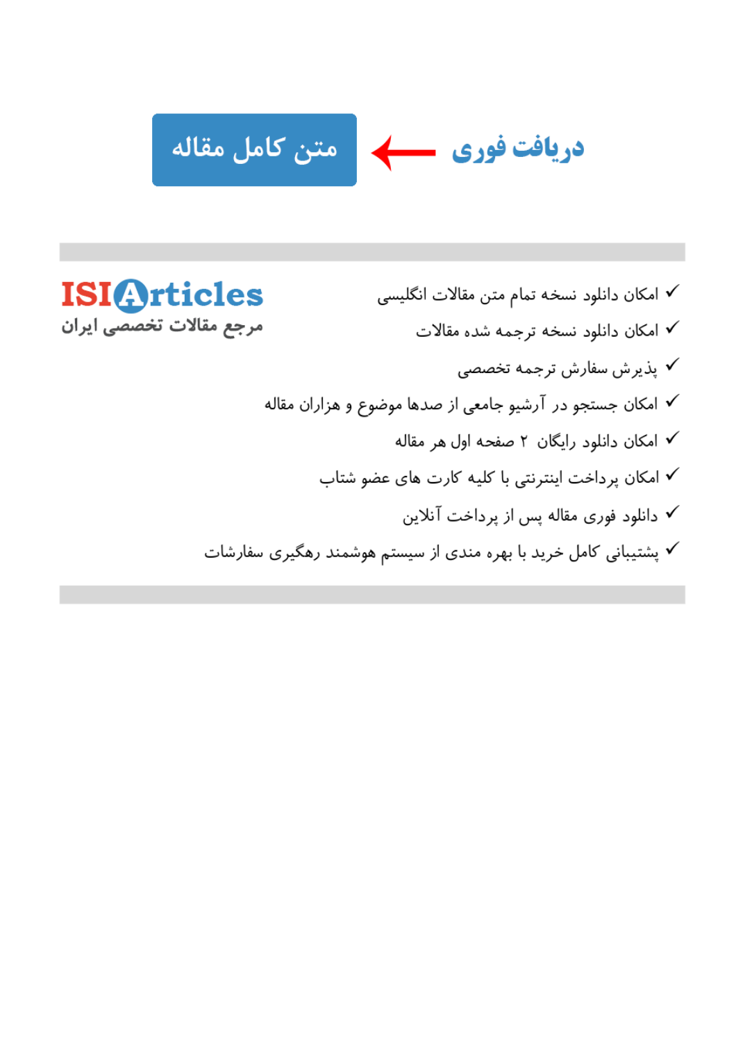دریافت فوری ← **متن کامل مقاله**

**ISIArticles**
مرجع مقالات تخصصی ایران

- ✓ امکان دانلود نسخه تمام متن مقالات انگلیسی
- ✓ امکان دانلود نسخه ترجمه شده مقالات
- ✓ پذیرش سفارش ترجمه تخصصی
- ✓ امکان جستجو در آرشیو جامعی از صدها موضوع و هزاران مقاله
- ✓ امکان دانلود رایگان ۲ صفحه اول هر مقاله
- ✓ امکان پرداخت اینترنتی با کلیه کارت های عضو شتاب
- ✓ دانلود فوری مقاله پس از پرداخت آنلاین
- ✓ پشتیبانی کامل خرید با بهره مندی از سیستم هوشمند رهگیری سفارشات